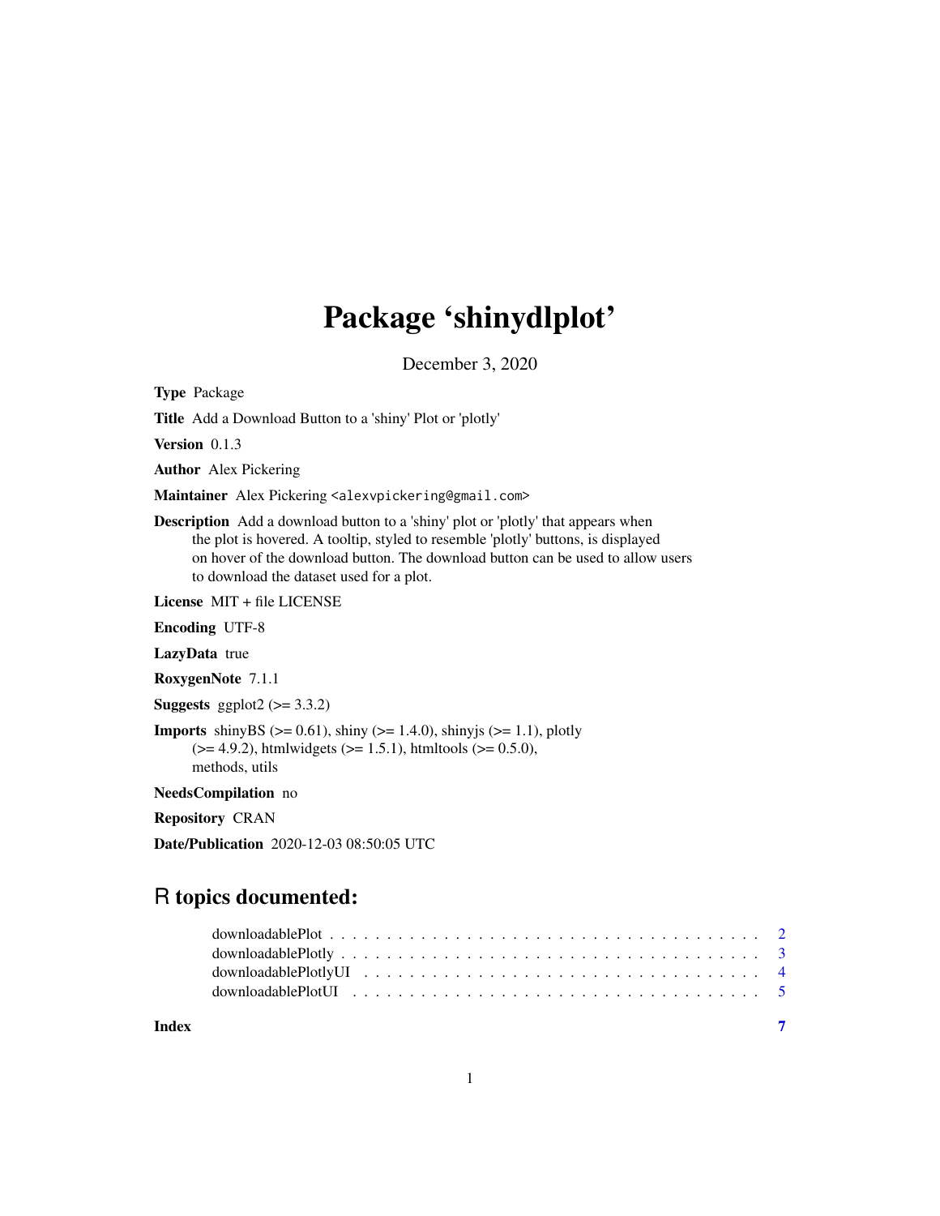# Package 'shinydlplot'

December 3, 2020

**Type** Package

**Title** Add a Download Button to a 'shiny' Plot or 'plotly'

**Version** 0.1.3

**Author** Alex Pickering

**Maintainer** Alex Pickering <alexvpickering@gmail.com>

**Description** Add a download button to a 'shiny' plot or 'plotly' that appears when the plot is hovered. A tooltip, styled to resemble 'plotly' buttons, is displayed on hover of the download button. The download button can be used to allow users to download the dataset used for a plot.

**License** MIT + file LICENSE

**Encoding** UTF-8

**LazyData** true

**RoxygenNote** 7.1.1

**Suggests** ggplot2 (>= 3.3.2)

**Imports** shinyBS (>= 0.61), shiny (>= 1.4.0), shinyjs (>= 1.1), plotly (>= 4.9.2), htmlwidgets (>= 1.5.1), htmltools (>= 0.5.0), methods, utils

**NeedsCompilation** no

**Repository** CRAN

**Date/Publication** 2020-12-03 08:50:05 UTC

## R topics documented:

- downloadablePlot . . . . . . . . . . . . . . . . . . . . . . . . . . . . . . . . . . . . . . 2
- downloadablePlotly . . . . . . . . . . . . . . . . . . . . . . . . . . . . . . . . . . . . . 3
- downloadablePlotlyUI . . . . . . . . . . . . . . . . . . . . . . . . . . . . . . . . . . . . 4
- downloadablePlotUI . . . . . . . . . . . . . . . . . . . . . . . . . . . . . . . . . . . . . 5

**Index** 7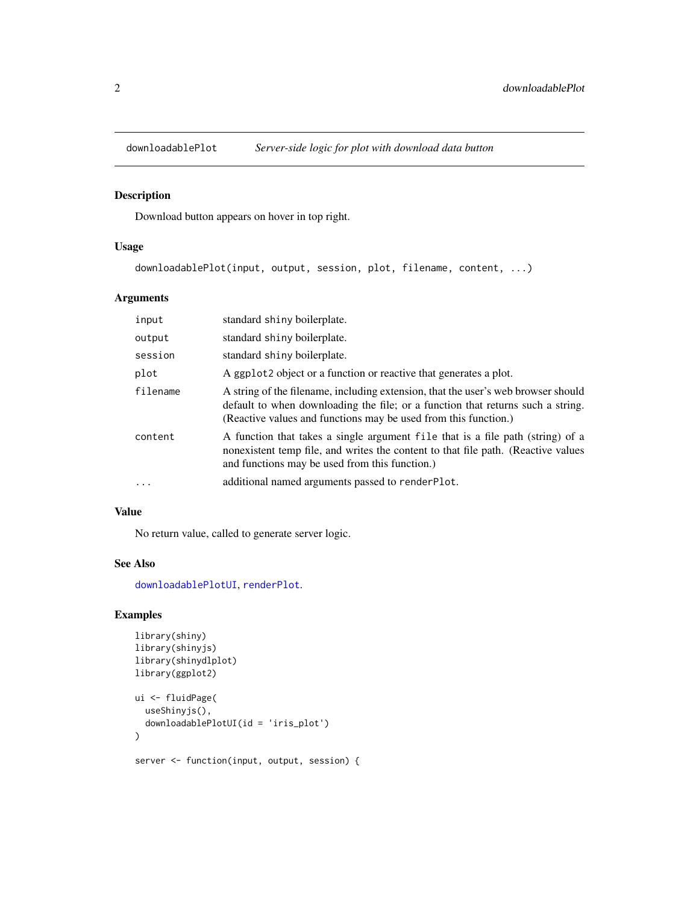## downloadablePlot — *Server-side logic for plot with download data button*

### Description

Download button appears on hover in top right.

### Usage

```
downloadablePlot(input, output, session, plot, filename, content, ...)
```

### Arguments

| Argument | Description |
|---|---|
| `input` | standard `shiny` boilerplate. |
| `output` | standard `shiny` boilerplate. |
| `session` | standard `shiny` boilerplate. |
| `plot` | A `ggplot2` object or a function or reactive that generates a plot. |
| `filename` | A string of the filename, including extension, that the user's web browser should default to when downloading the file; or a function that returns such a string. (Reactive values and functions may be used from this function.) |
| `content` | A function that takes a single argument `file` that is a file path (string) of a nonexistent temp file, and writes the content to that file path. (Reactive values and functions may be used from this function.) |
| `...` | additional named arguments passed to `renderPlot`. |

### Value

No return value, called to generate server logic.

### See Also

`downloadablePlotUI`, `renderPlot`.

### Examples

```
library(shiny)
library(shinyjs)
library(shinydlplot)
library(ggplot2)

ui <- fluidPage(
  useShinyjs(),
  downloadablePlotUI(id = 'iris_plot')
)

server <- function(input, output, session) {
```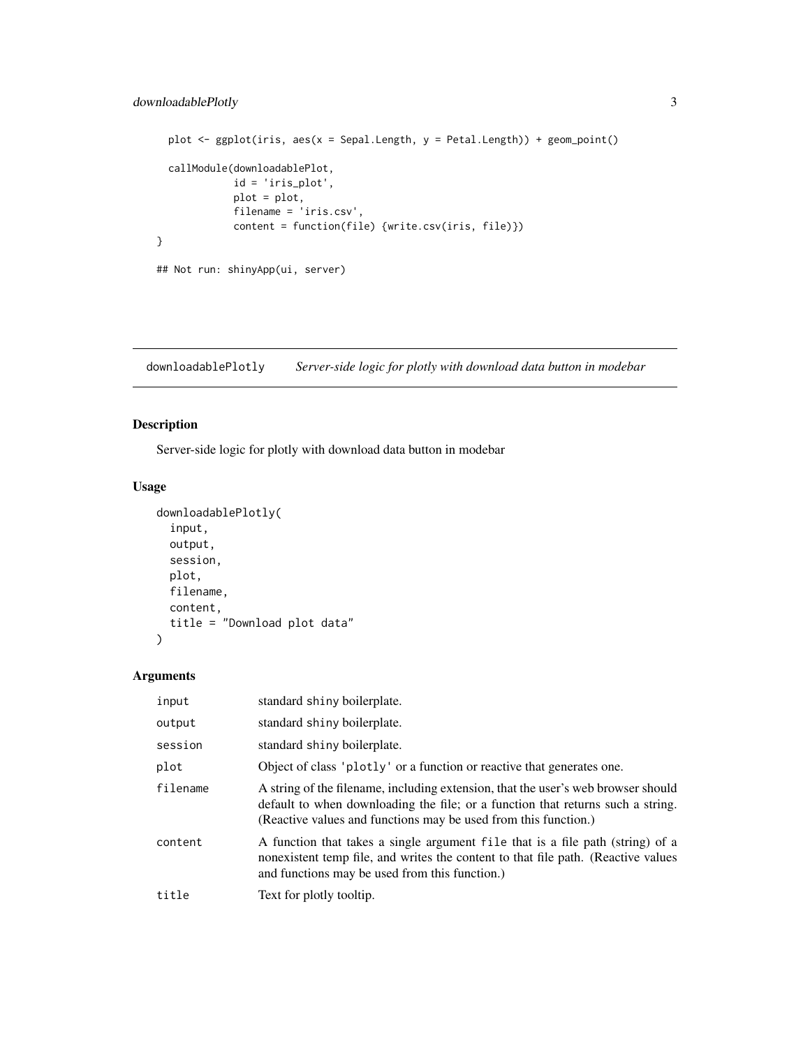```
  plot <- ggplot(iris, aes(x = Sepal.Length, y = Petal.Length)) + geom_point()

  callModule(downloadablePlot,
             id = 'iris_plot',
             plot = plot,
             filename = 'iris.csv',
             content = function(file) {write.csv(iris, file)})
}

## Not run: shinyApp(ui, server)
```

## downloadablePlotly — *Server-side logic for plotly with download data button in modebar*

### Description

Server-side logic for plotly with download data button in modebar

### Usage

```
downloadablePlotly(
  input,
  output,
  session,
  plot,
  filename,
  content,
  title = "Download plot data"
)
```

### Arguments

| Argument | Description |
|---|---|
| `input` | standard shiny boilerplate. |
| `output` | standard shiny boilerplate. |
| `session` | standard shiny boilerplate. |
| `plot` | Object of class 'plotly' or a function or reactive that generates one. |
| `filename` | A string of the filename, including extension, that the user's web browser should default to when downloading the file; or a function that returns such a string. (Reactive values and functions may be used from this function.) |
| `content` | A function that takes a single argument `file` that is a file path (string) of a nonexistent temp file, and writes the content to that file path. (Reactive values and functions may be used from this function.) |
| `title` | Text for plotly tooltip. |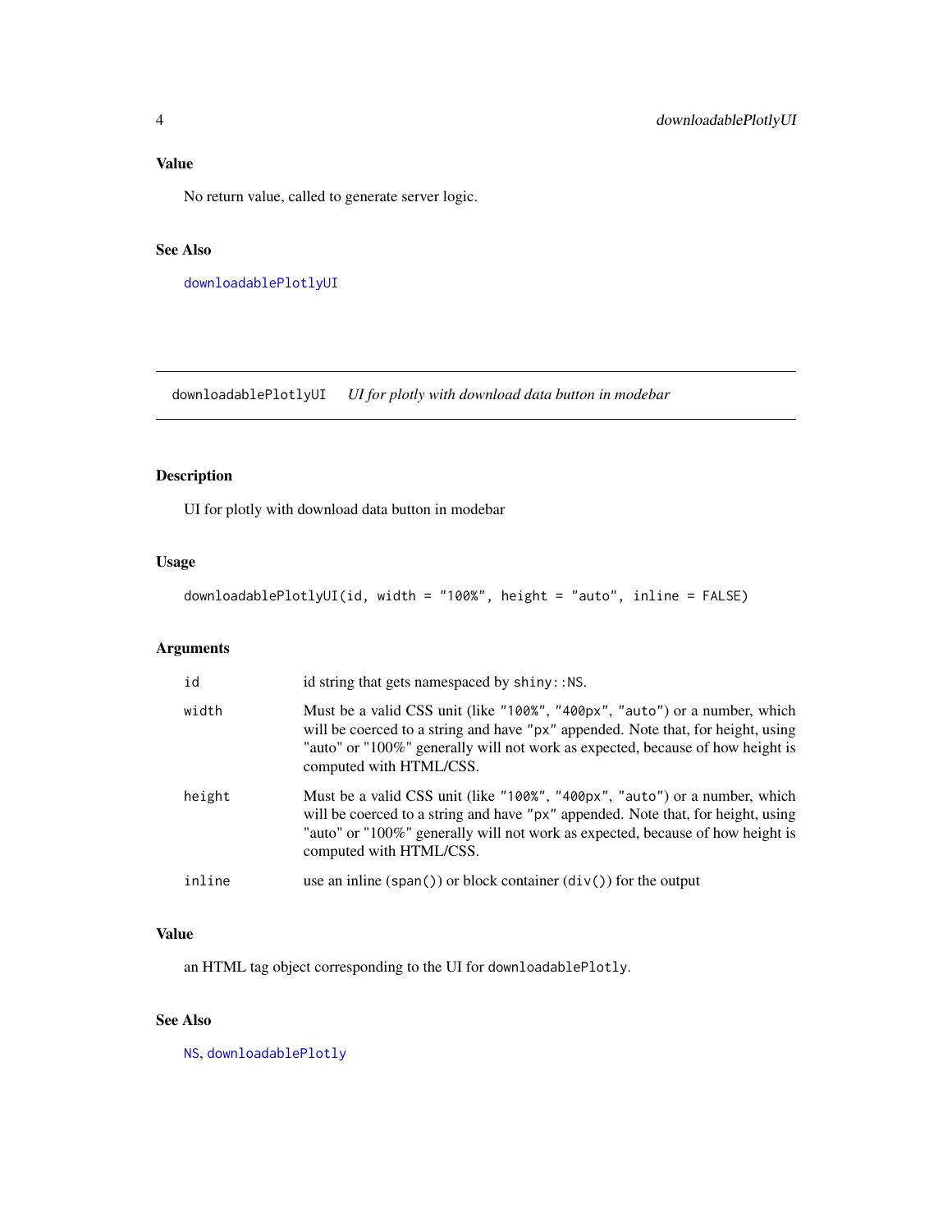### Value

No return value, called to generate server logic.

### See Also

downloadablePlotlyUI

---

## downloadablePlotlyUI *UI for plotly with download data button in modebar*

---

### Description

UI for plotly with download data button in modebar

### Usage

```
downloadablePlotlyUI(id, width = "100%", height = "auto", inline = FALSE)
```

### Arguments

| | |
|---|---|
| id | id string that gets namespaced by `shiny::NS`. |
| width | Must be a valid CSS unit (like `"100%"`, `"400px"`, `"auto"`) or a number, which will be coerced to a string and have `"px"` appended. Note that, for height, using "auto" or "100%" generally will not work as expected, because of how height is computed with HTML/CSS. |
| height | Must be a valid CSS unit (like `"100%"`, `"400px"`, `"auto"`) or a number, which will be coerced to a string and have `"px"` appended. Note that, for height, using "auto" or "100%" generally will not work as expected, because of how height is computed with HTML/CSS. |
| inline | use an inline (`span()`) or block container (`div()`) for the output |

### Value

an HTML tag object corresponding to the UI for `downloadablePlotly`.

### See Also

NS, downloadablePlotly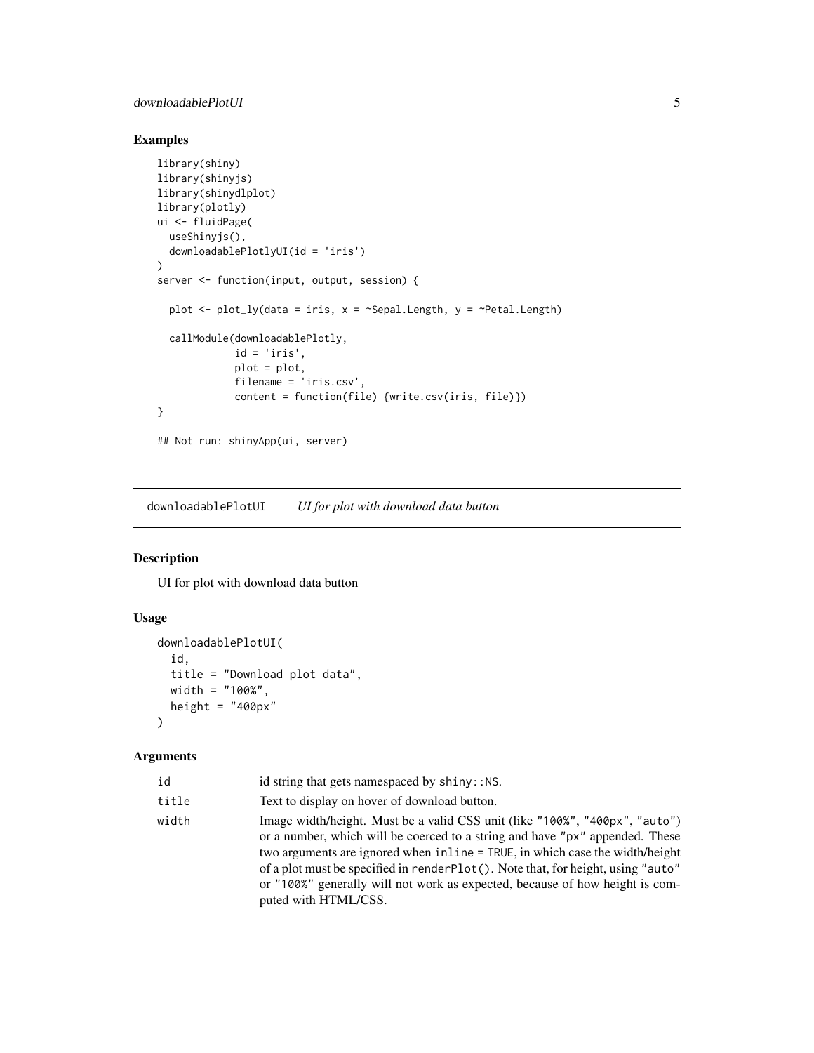## Examples

```
library(shiny)
library(shinyjs)
library(shinydlplot)
library(plotly)
ui <- fluidPage(
  useShinyjs(),
  downloadablePlotlyUI(id = 'iris')
)
server <- function(input, output, session) {

  plot <- plot_ly(data = iris, x = ~Sepal.Length, y = ~Petal.Length)

  callModule(downloadablePlotly,
             id = 'iris',
             plot = plot,
             filename = 'iris.csv',
             content = function(file) {write.csv(iris, file)})
}

## Not run: shinyApp(ui, server)
```

---

# downloadablePlotUI — *UI for plot with download data button*

## Description

UI for plot with download data button

## Usage

```
downloadablePlotUI(
  id,
  title = "Download plot data",
  width = "100%",
  height = "400px"
)
```

## Arguments

| | |
|---|---|
| `id` | id string that gets namespaced by `shiny::NS`. |
| `title` | Text to display on hover of download button. |
| `width` | Image width/height. Must be a valid CSS unit (like `"100%"`, `"400px"`, `"auto"`) or a number, which will be coerced to a string and have `"px"` appended. These two arguments are ignored when `inline = TRUE`, in which case the width/height of a plot must be specified in `renderPlot()`. Note that, for height, using `"auto"` or `"100%"` generally will not work as expected, because of how height is computed with HTML/CSS. |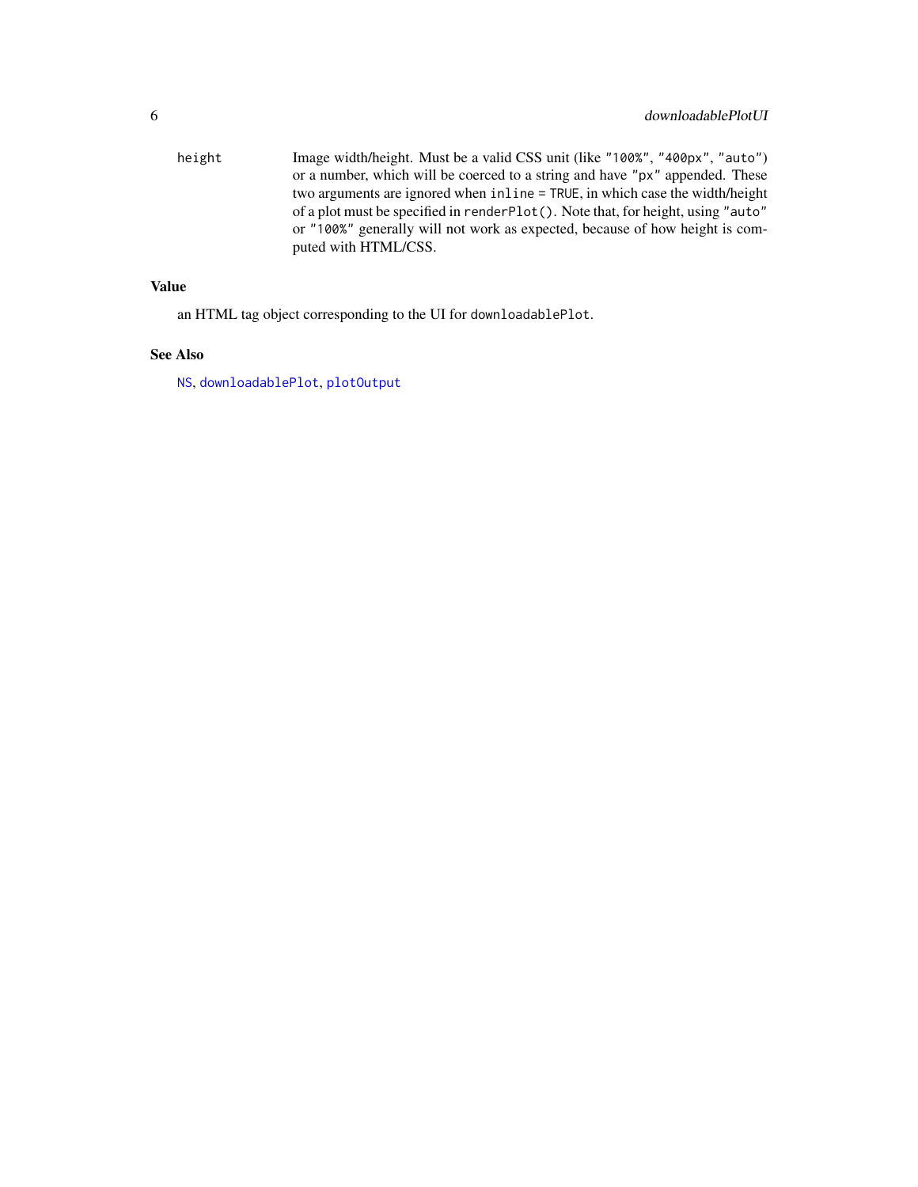height	Image width/height. Must be a valid CSS unit (like `"100%"`, `"400px"`, `"auto"`) or a number, which will be coerced to a string and have `"px"` appended. These two arguments are ignored when `inline = TRUE`, in which case the width/height of a plot must be specified in `renderPlot()`. Note that, for height, using `"auto"` or `"100%"` generally will not work as expected, because of how height is computed with HTML/CSS.

## Value

an HTML tag object corresponding to the UI for `downloadablePlot`.

## See Also

`NS`, `downloadablePlot`, `plotOutput`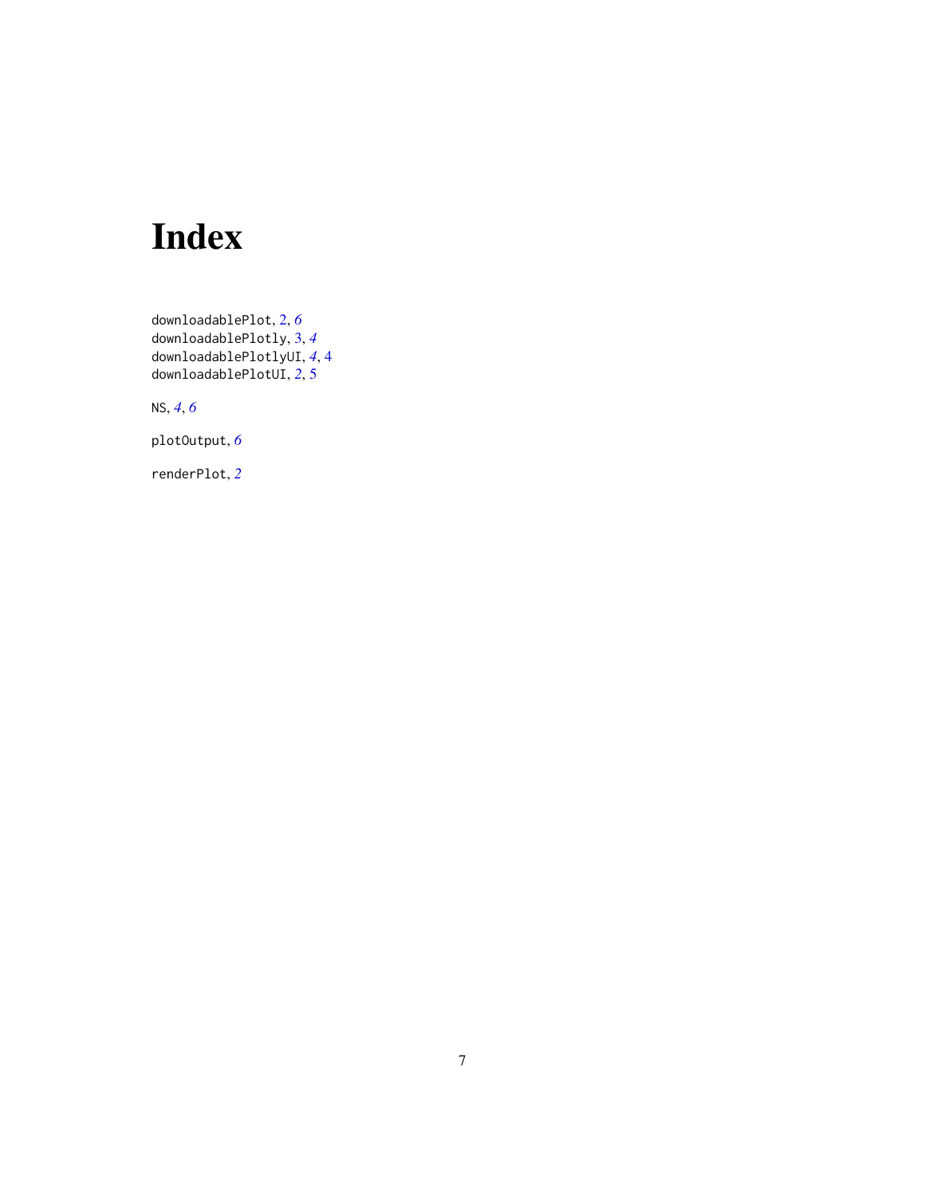# Index

downloadablePlot, 2, *6*
downloadablePlotly, 3, *4*
downloadablePlotlyUI, *4*, 4
downloadablePlotUI, *2*, 5

NS, *4*, *6*

plotOutput, *6*

renderPlot, *2*